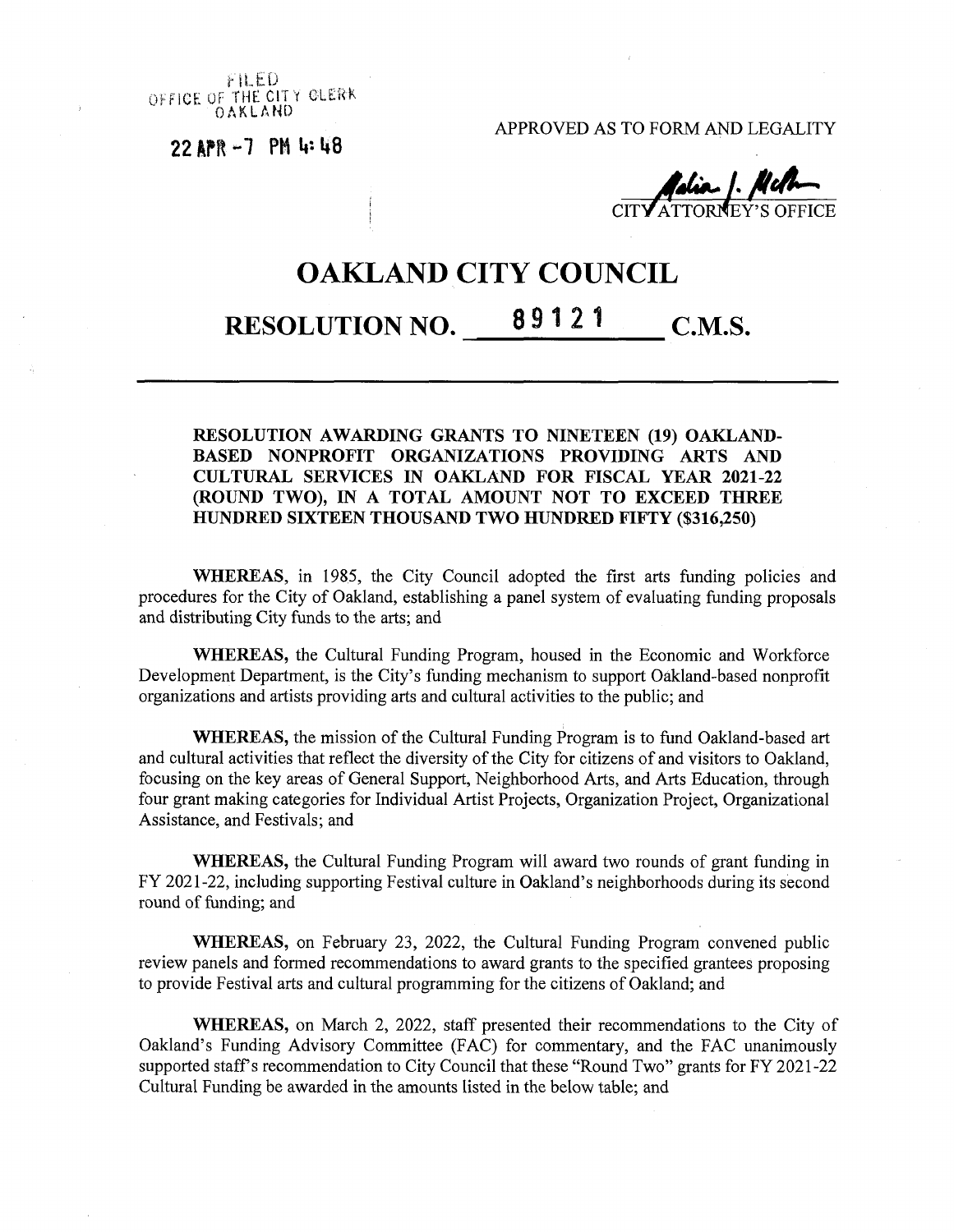FILED
OFFICE OF THE CITY CLERK
OAKLAND

22 APR -7 PM 4:48

APPROVED AS TO FORM AND LEGALITY

CITY ATTORNEY'S OFFICE

# OAKLAND CITY COUNCIL

## RESOLUTION NO. 89121 C.M.S.

**RESOLUTION AWARDING GRANTS TO NINETEEN (19) OAKLAND-BASED NONPROFIT ORGANIZATIONS PROVIDING ARTS AND CULTURAL SERVICES IN OAKLAND FOR FISCAL YEAR 2021-22 (ROUND TWO), IN A TOTAL AMOUNT NOT TO EXCEED THREE HUNDRED SIXTEEN THOUSAND TWO HUNDRED FIFTY ($316,250)**

**WHEREAS,** in 1985, the City Council adopted the first arts funding policies and procedures for the City of Oakland, establishing a panel system of evaluating funding proposals and distributing City funds to the arts; and

**WHEREAS,** the Cultural Funding Program, housed in the Economic and Workforce Development Department, is the City's funding mechanism to support Oakland-based nonprofit organizations and artists providing arts and cultural activities to the public; and

**WHEREAS,** the mission of the Cultural Funding Program is to fund Oakland-based art and cultural activities that reflect the diversity of the City for citizens of and visitors to Oakland, focusing on the key areas of General Support, Neighborhood Arts, and Arts Education, through four grant making categories for Individual Artist Projects, Organization Project, Organizational Assistance, and Festivals; and

**WHEREAS,** the Cultural Funding Program will award two rounds of grant funding in FY 2021-22, including supporting Festival culture in Oakland's neighborhoods during its second round of funding; and

**WHEREAS,** on February 23, 2022, the Cultural Funding Program convened public review panels and formed recommendations to award grants to the specified grantees proposing to provide Festival arts and cultural programming for the citizens of Oakland; and

**WHEREAS,** on March 2, 2022, staff presented their recommendations to the City of Oakland's Funding Advisory Committee (FAC) for commentary, and the FAC unanimously supported staff's recommendation to City Council that these "Round Two" grants for FY 2021-22 Cultural Funding be awarded in the amounts listed in the below table; and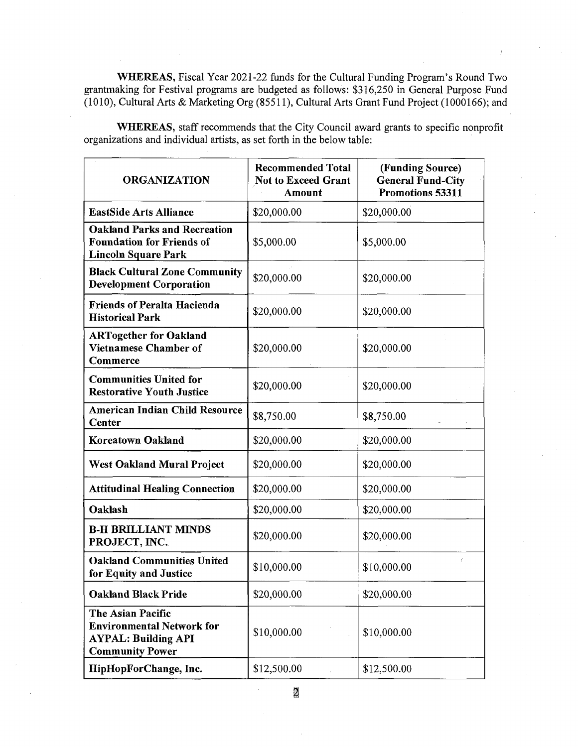**WHEREAS,** Fiscal Year 2021-22 funds for the Cultural Funding Program's Round Two grantmaking for Festival programs are budgeted as follows: $316,250 in General Purpose Fund (1010), Cultural Arts & Marketing Org (85511), Cultural Arts Grant Fund Project (1000166); and

**WHEREAS,** staff recommends that the City Council award grants to specific nonprofit organizations and individual artists, as set forth in the below table:

| ORGANIZATION | Recommended Total Not to Exceed Grant Amount | (Funding Source) General Fund-City Promotions 53311 |
| --- | --- | --- |
| **EastSide Arts Alliance** | $20,000.00 | $20,000.00 |
| **Oakland Parks and Recreation Foundation for Friends of Lincoln Square Park** | $5,000.00 | $5,000.00 |
| **Black Cultural Zone Community Development Corporation** | $20,000.00 | $20,000.00 |
| **Friends of Peralta Hacienda Historical Park** | $20,000.00 | $20,000.00 |
| **ARTogether for Oakland Vietnamese Chamber of Commerce** | $20,000.00 | $20,000.00 |
| **Communities United for Restorative Youth Justice** | $20,000.00 | $20,000.00 |
| **American Indian Child Resource Center** | $8,750.00 | $8,750.00 |
| **Koreatown Oakland** | $20,000.00 | $20,000.00 |
| **West Oakland Mural Project** | $20,000.00 | $20,000.00 |
| **Attitudinal Healing Connection** | $20,000.00 | $20,000.00 |
| **Oaklash** | $20,000.00 | $20,000.00 |
| **B-H BRILLIANT MINDS PROJECT, INC.** | $20,000.00 | $20,000.00 |
| **Oakland Communities United for Equity and Justice** | $10,000.00 | $10,000.00 |
| **Oakland Black Pride** | $20,000.00 | $20,000.00 |
| **The Asian Pacific Environmental Network for AYPAL: Building API Community Power** | $10,000.00 | $10,000.00 |
| **HipHopForChange, Inc.** | $12,500.00 | $12,500.00 |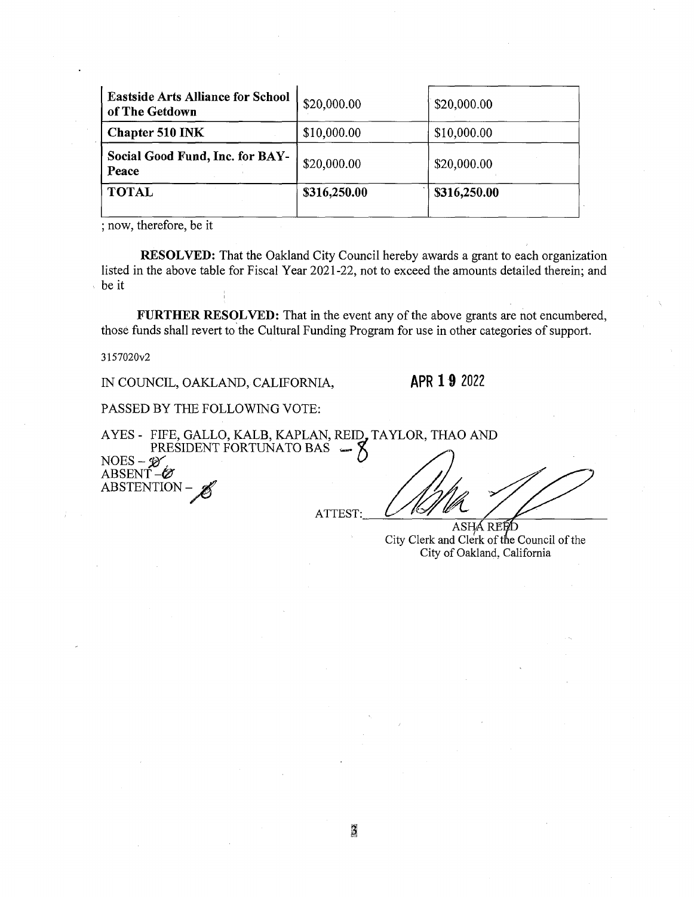| | | |
|---|---|---|
| **Eastside Arts Alliance for School of The Getdown** | $20,000.00 | $20,000.00 |
| **Chapter 510 INK** | $10,000.00 | $10,000.00 |
| **Social Good Fund, Inc. for BAY-Peace** | $20,000.00 | $20,000.00 |
| **TOTAL** | **$316,250.00** | **$316,250.00** |

; now, therefore, be it

**RESOLVED:** That the Oakland City Council hereby awards a grant to each organization listed in the above table for Fiscal Year 2021-22, not to exceed the amounts detailed therein; and be it

**FURTHER RESOLVED:** That in the event any of the above grants are not encumbered, those funds shall revert to the Cultural Funding Program for use in other categories of support.

3157020v2

IN COUNCIL, OAKLAND, CALIFORNIA, **APR 19 2022**

PASSED BY THE FOLLOWING VOTE:

AYES - FIFE, GALLO, KALB, KAPLAN, REID, TAYLOR, THAO AND PRESIDENT FORTUNATO BAS – 8

NOES – 0

ABSENT – 0

ABSTENTION – 0

ATTEST:

ASHA REED
City Clerk and Clerk of the Council of the City of Oakland, California